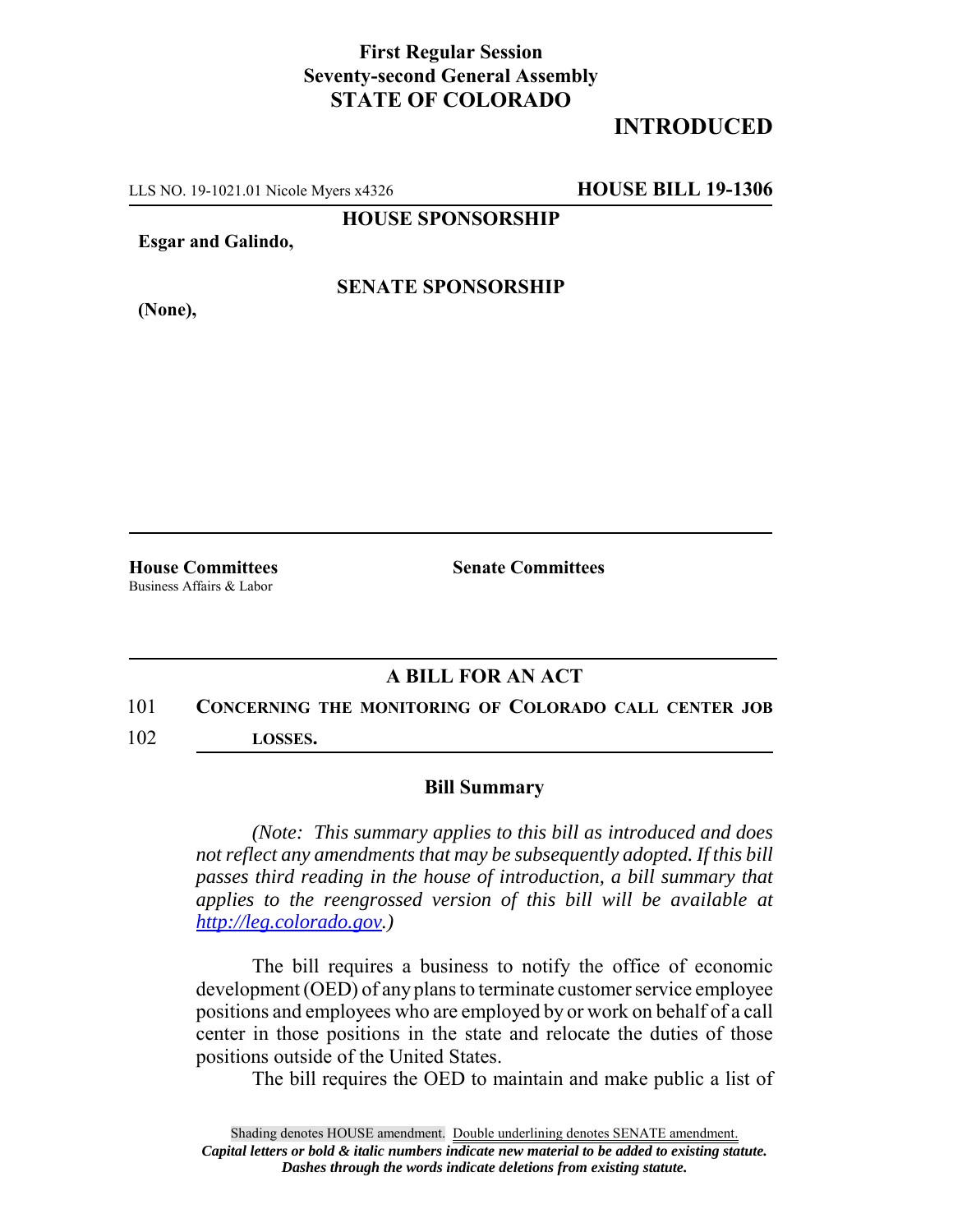**First Regular Session**
**Seventy-second General Assembly**
**STATE OF COLORADO**

# INTRODUCED

LLS NO. 19-1021.01 Nicole Myers x4326 **HOUSE BILL 19-1306**

**HOUSE SPONSORSHIP**

**Esgar and Galindo,**

**SENATE SPONSORSHIP**

**(None),**

**House Committees**
Business Affairs & Labor

**Senate Committees**

## A BILL FOR AN ACT

101 **CONCERNING THE MONITORING OF COLORADO CALL CENTER JOB**
102 **LOSSES.**

### Bill Summary

*(Note: This summary applies to this bill as introduced and does not reflect any amendments that may be subsequently adopted. If this bill passes third reading in the house of introduction, a bill summary that applies to the reengrossed version of this bill will be available at http://leg.colorado.gov.)*

The bill requires a business to notify the office of economic development (OED) of any plans to terminate customer service employee positions and employees who are employed by or work on behalf of a call center in those positions in the state and relocate the duties of those positions outside of the United States.

The bill requires the OED to maintain and make public a list of

Shading denotes HOUSE amendment. Double underlining denotes SENATE amendment.
*Capital letters or bold & italic numbers indicate new material to be added to existing statute.*
*Dashes through the words indicate deletions from existing statute.*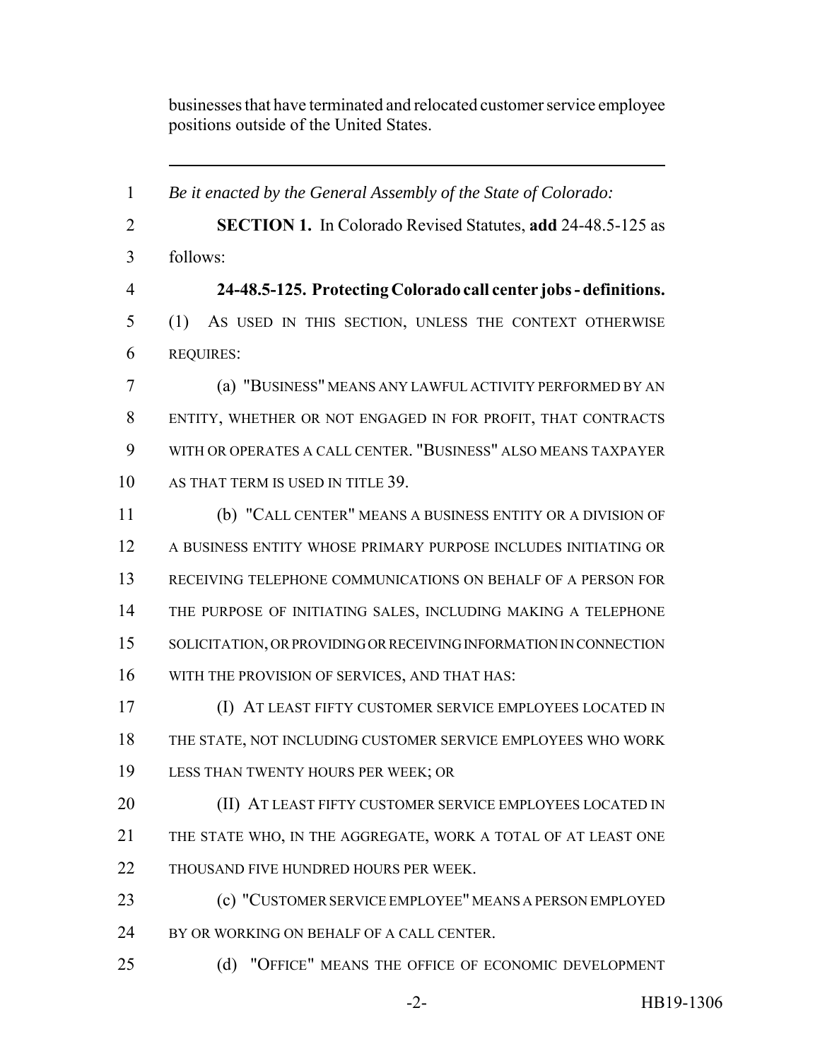businesses that have terminated and relocated customer service employee positions outside of the United States.

---

*Be it enacted by the General Assembly of the State of Colorado:*

**SECTION 1.** In Colorado Revised Statutes, **add** 24-48.5-125 as follows:

**24-48.5-125. Protecting Colorado call center jobs - definitions.** (1) AS USED IN THIS SECTION, UNLESS THE CONTEXT OTHERWISE REQUIRES:

(a) "BUSINESS" MEANS ANY LAWFUL ACTIVITY PERFORMED BY AN ENTITY, WHETHER OR NOT ENGAGED IN FOR PROFIT, THAT CONTRACTS WITH OR OPERATES A CALL CENTER. "BUSINESS" ALSO MEANS TAXPAYER AS THAT TERM IS USED IN TITLE 39.

(b) "CALL CENTER" MEANS A BUSINESS ENTITY OR A DIVISION OF A BUSINESS ENTITY WHOSE PRIMARY PURPOSE INCLUDES INITIATING OR RECEIVING TELEPHONE COMMUNICATIONS ON BEHALF OF A PERSON FOR THE PURPOSE OF INITIATING SALES, INCLUDING MAKING A TELEPHONE SOLICITATION, OR PROVIDING OR RECEIVING INFORMATION IN CONNECTION WITH THE PROVISION OF SERVICES, AND THAT HAS:

(I) AT LEAST FIFTY CUSTOMER SERVICE EMPLOYEES LOCATED IN THE STATE, NOT INCLUDING CUSTOMER SERVICE EMPLOYEES WHO WORK LESS THAN TWENTY HOURS PER WEEK; OR

(II) AT LEAST FIFTY CUSTOMER SERVICE EMPLOYEES LOCATED IN THE STATE WHO, IN THE AGGREGATE, WORK A TOTAL OF AT LEAST ONE THOUSAND FIVE HUNDRED HOURS PER WEEK.

(c) "CUSTOMER SERVICE EMPLOYEE" MEANS A PERSON EMPLOYED BY OR WORKING ON BEHALF OF A CALL CENTER.

(d) "OFFICE" MEANS THE OFFICE OF ECONOMIC DEVELOPMENT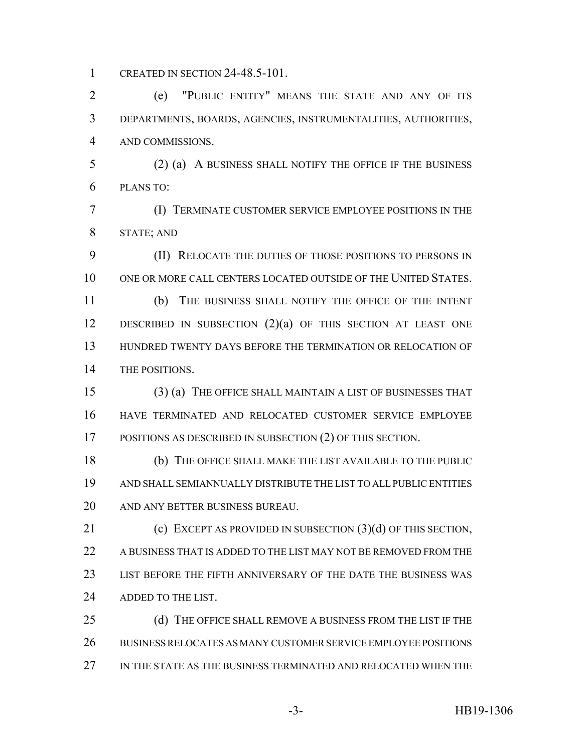CREATED IN SECTION 24-48.5-101.

(e) "PUBLIC ENTITY" MEANS THE STATE AND ANY OF ITS DEPARTMENTS, BOARDS, AGENCIES, INSTRUMENTALITIES, AUTHORITIES, AND COMMISSIONS.

(2) (a) A BUSINESS SHALL NOTIFY THE OFFICE IF THE BUSINESS PLANS TO:

(I) TERMINATE CUSTOMER SERVICE EMPLOYEE POSITIONS IN THE STATE; AND

(II) RELOCATE THE DUTIES OF THOSE POSITIONS TO PERSONS IN ONE OR MORE CALL CENTERS LOCATED OUTSIDE OF THE UNITED STATES.

(b) THE BUSINESS SHALL NOTIFY THE OFFICE OF THE INTENT DESCRIBED IN SUBSECTION (2)(a) OF THIS SECTION AT LEAST ONE HUNDRED TWENTY DAYS BEFORE THE TERMINATION OR RELOCATION OF THE POSITIONS.

(3) (a) THE OFFICE SHALL MAINTAIN A LIST OF BUSINESSES THAT HAVE TERMINATED AND RELOCATED CUSTOMER SERVICE EMPLOYEE POSITIONS AS DESCRIBED IN SUBSECTION (2) OF THIS SECTION.

(b) THE OFFICE SHALL MAKE THE LIST AVAILABLE TO THE PUBLIC AND SHALL SEMIANNUALLY DISTRIBUTE THE LIST TO ALL PUBLIC ENTITIES AND ANY BETTER BUSINESS BUREAU.

(c) EXCEPT AS PROVIDED IN SUBSECTION (3)(d) OF THIS SECTION, A BUSINESS THAT IS ADDED TO THE LIST MAY NOT BE REMOVED FROM THE LIST BEFORE THE FIFTH ANNIVERSARY OF THE DATE THE BUSINESS WAS ADDED TO THE LIST.

(d) THE OFFICE SHALL REMOVE A BUSINESS FROM THE LIST IF THE BUSINESS RELOCATES AS MANY CUSTOMER SERVICE EMPLOYEE POSITIONS IN THE STATE AS THE BUSINESS TERMINATED AND RELOCATED WHEN THE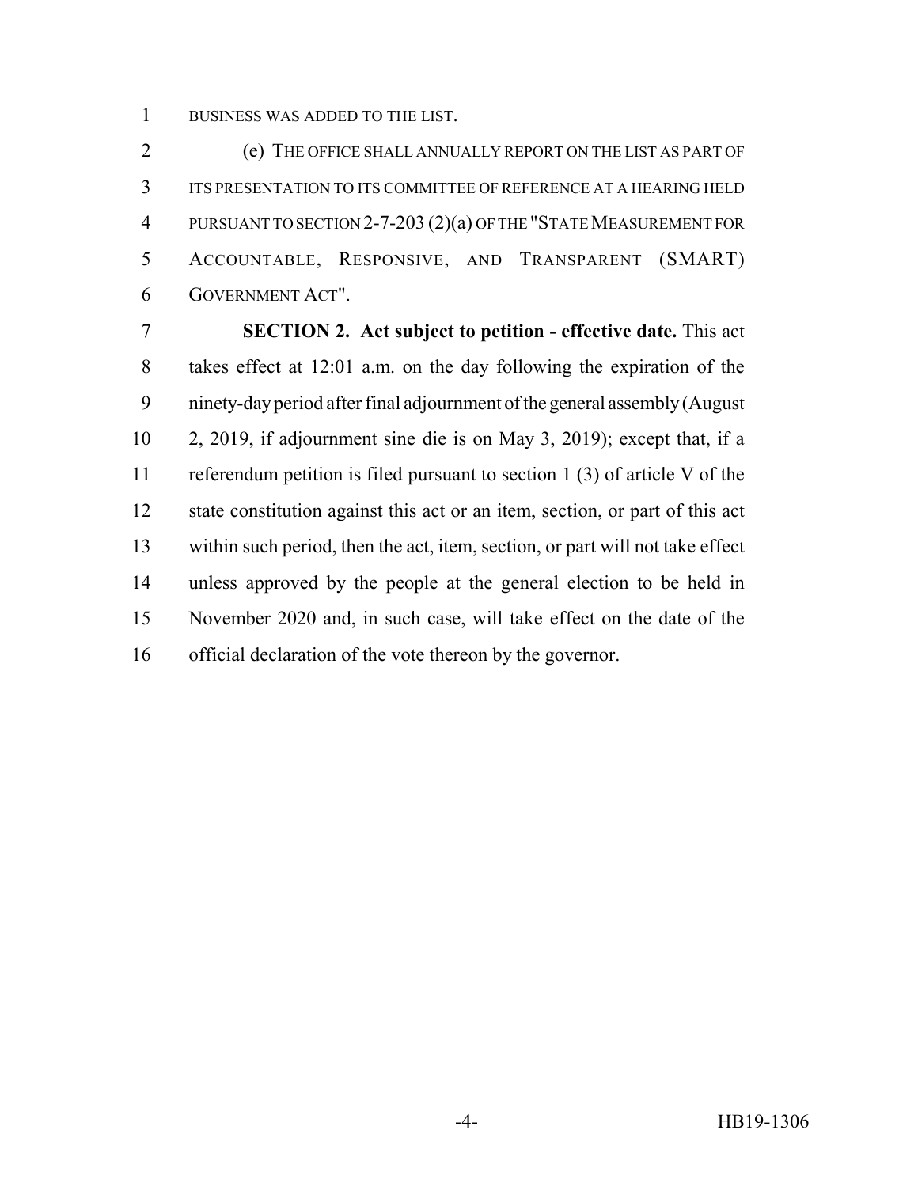BUSINESS WAS ADDED TO THE LIST.

(e) THE OFFICE SHALL ANNUALLY REPORT ON THE LIST AS PART OF ITS PRESENTATION TO ITS COMMITTEE OF REFERENCE AT A HEARING HELD PURSUANT TO SECTION 2-7-203 (2)(a) OF THE "STATE MEASUREMENT FOR ACCOUNTABLE, RESPONSIVE, AND TRANSPARENT (SMART) GOVERNMENT ACT".

**SECTION 2. Act subject to petition - effective date.** This act takes effect at 12:01 a.m. on the day following the expiration of the ninety-day period after final adjournment of the general assembly (August 2, 2019, if adjournment sine die is on May 3, 2019); except that, if a referendum petition is filed pursuant to section 1 (3) of article V of the state constitution against this act or an item, section, or part of this act within such period, then the act, item, section, or part will not take effect unless approved by the people at the general election to be held in November 2020 and, in such case, will take effect on the date of the official declaration of the vote thereon by the governor.